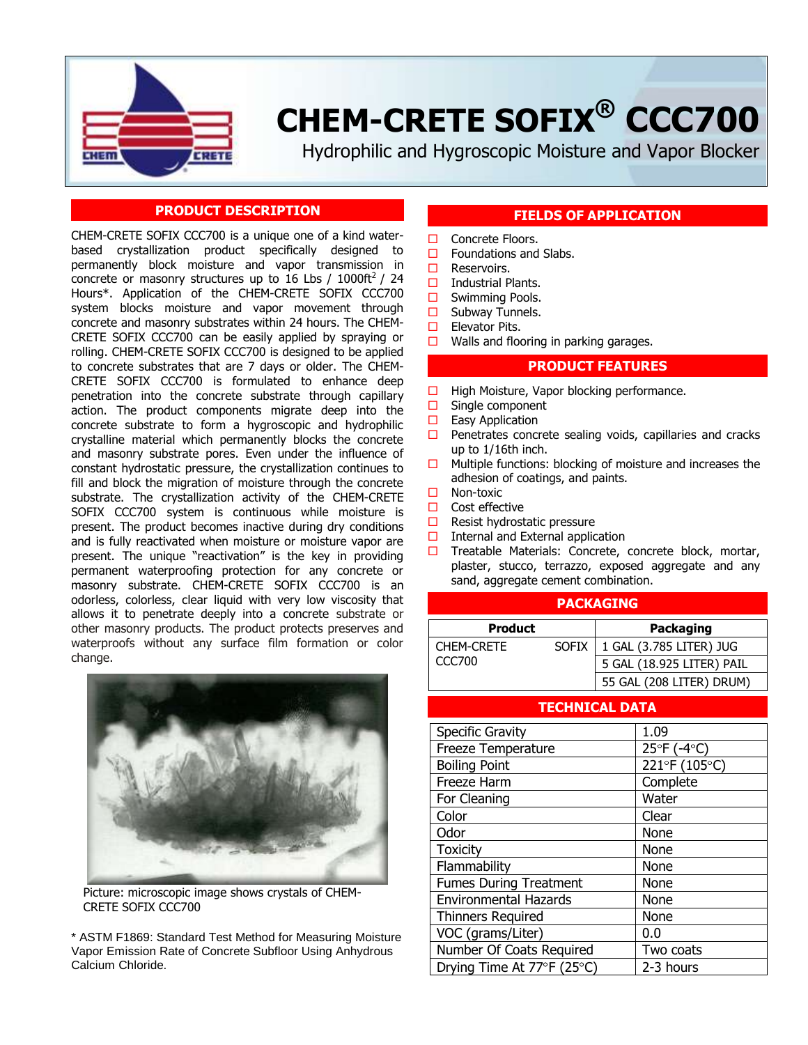# CHEM-CRETE SOFIX® CCC700

Hydrophilic and Hygroscopic Moisture and Vapor Blocker

## PRODUCT DESCRIPTION

CHEM-CRETE SOFIX CCC700 is a unique one of a kind water-based crystallization product specifically designed to permanently block moisture and vapor transmission in concrete or masonry structures up to 16 Lbs / 1000ft$^2$ / 24 Hours*. Application of the CHEM-CRETE SOFIX CCC700 system blocks moisture and vapor movement through concrete and masonry substrates within 24 hours. The CHEM-CRETE SOFIX CCC700 can be easily applied by spraying or rolling. CHEM-CRETE SOFIX CCC700 is designed to be applied to concrete substrates that are 7 days or older. The CHEM-CRETE SOFIX CCC700 is formulated to enhance deep penetration into the concrete substrate through capillary action. The product components migrate deep into the concrete substrate to form a hygroscopic and hydrophilic crystalline material which permanently blocks the concrete and masonry substrate pores. Even under the influence of constant hydrostatic pressure, the crystallization continues to fill and block the migration of moisture through the concrete substrate. The crystallization activity of the CHEM-CRETE SOFIX CCC700 system is continuous while moisture is present. The product becomes inactive during dry conditions and is fully reactivated when moisture or moisture vapor are present. The unique "reactivation" is the key in providing permanent waterproofing protection for any concrete or masonry substrate. CHEM-CRETE SOFIX CCC700 is an odorless, colorless, clear liquid with very low viscosity that allows it to penetrate deeply into a concrete substrate or other masonry products. The product protects preserves and waterproofs without any surface film formation or color change.

Picture: microscopic image shows crystals of CHEM-CRETE SOFIX CCC700

\* ASTM F1869: Standard Test Method for Measuring Moisture Vapor Emission Rate of Concrete Subfloor Using Anhydrous Calcium Chloride.

## FIELDS OF APPLICATION

- Concrete Floors.
- Foundations and Slabs.
- Reservoirs.
- Industrial Plants.
- Swimming Pools.
- Subway Tunnels.
- Elevator Pits.
- Walls and flooring in parking garages.

## PRODUCT FEATURES

- High Moisture, Vapor blocking performance.
- Single component
- Easy Application
- Penetrates concrete sealing voids, capillaries and cracks up to 1/16th inch.
- Multiple functions: blocking of moisture and increases the adhesion of coatings, and paints.
- Non-toxic
- Cost effective
- Resist hydrostatic pressure
- Internal and External application
- Treatable Materials: Concrete, concrete block, mortar, plaster, stucco, terrazzo, exposed aggregate and any sand, aggregate cement combination.

## PACKAGING

| Product | Packaging |
|---|---|
| CHEM-CRETE SOFIX CCC700 | 1 GAL (3.785 LITER) JUG |
| | 5 GAL (18.925 LITER) PAIL |
| | 55 GAL (208 LITER) DRUM) |

## TECHNICAL DATA

| | |
|---|---|
| Specific Gravity | 1.09 |
| Freeze Temperature | 25°F (-4°C) |
| Boiling Point | 221°F (105°C) |
| Freeze Harm | Complete |
| For Cleaning | Water |
| Color | Clear |
| Odor | None |
| Toxicity | None |
| Flammability | None |
| Fumes During Treatment | None |
| Environmental Hazards | None |
| Thinners Required | None |
| VOC (grams/Liter) | 0.0 |
| Number Of Coats Required | Two coats |
| Drying Time At 77°F (25°C) | 2-3 hours |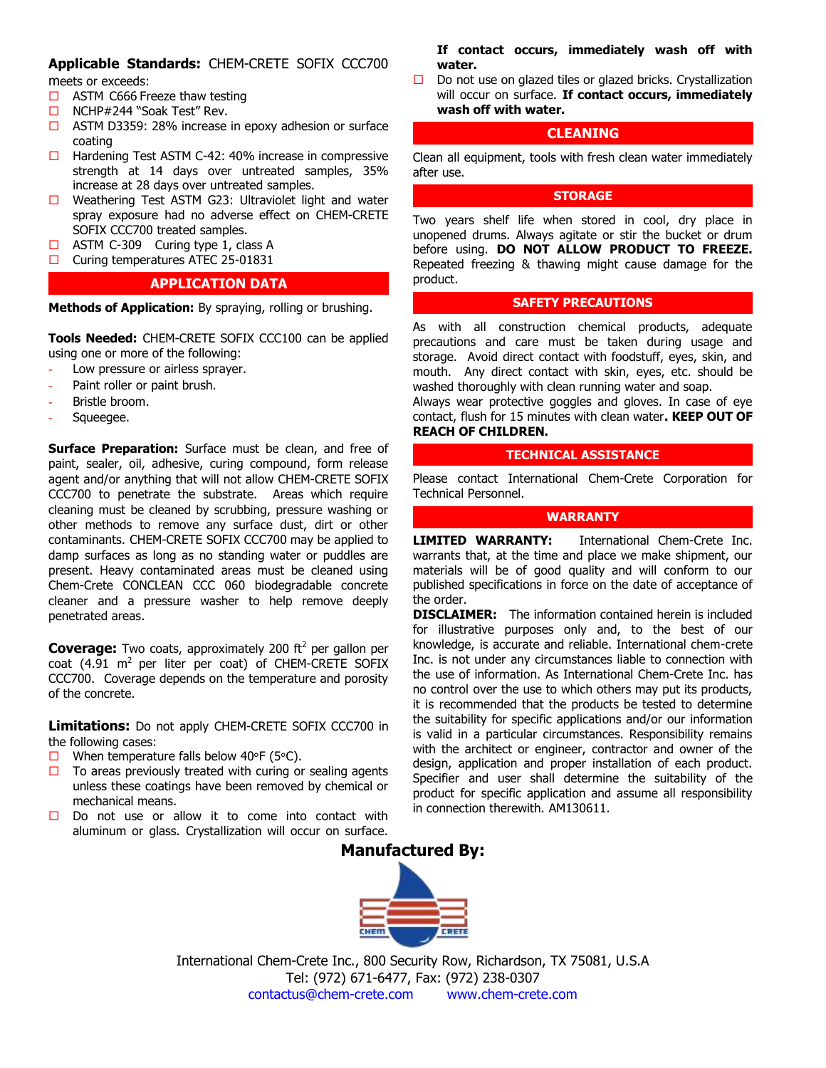**Applicable Standards:** CHEM-CRETE SOFIX CCC700 meets or exceeds:

- ASTM C666 Freeze thaw testing
- NCHP#244 "Soak Test" Rev.
- ASTM D3359: 28% increase in epoxy adhesion or surface coating
- Hardening Test ASTM C-42: 40% increase in compressive strength at 14 days over untreated samples, 35% increase at 28 days over untreated samples.
- Weathering Test ASTM G23: Ultraviolet light and water spray exposure had no adverse effect on CHEM-CRETE SOFIX CCC700 treated samples.
- ASTM C-309 Curing type 1, class A
- Curing temperatures ATEC 25-01831

## APPLICATION DATA

**Methods of Application:** By spraying, rolling or brushing.

**Tools Needed:** CHEM-CRETE SOFIX CCC100 can be applied using one or more of the following:

- Low pressure or airless sprayer.
- Paint roller or paint brush.
- Bristle broom.
- Squeegee.

**Surface Preparation:** Surface must be clean, and free of paint, sealer, oil, adhesive, curing compound, form release agent and/or anything that will not allow CHEM-CRETE SOFIX CCC700 to penetrate the substrate. Areas which require cleaning must be cleaned by scrubbing, pressure washing or other methods to remove any surface dust, dirt or other contaminants. CHEM-CRETE SOFIX CCC700 may be applied to damp surfaces as long as no standing water or puddles are present. Heavy contaminated areas must be cleaned using Chem-Crete CONCLEAN CCC 060 biodegradable concrete cleaner and a pressure washer to help remove deeply penetrated areas.

**Coverage:** Two coats, approximately 200 ft$^2$ per gallon per coat (4.91 m$^2$ per liter per coat) of CHEM-CRETE SOFIX CCC700. Coverage depends on the temperature and porosity of the concrete.

**Limitations:** Do not apply CHEM-CRETE SOFIX CCC700 in the following cases:

- When temperature falls below 40°F (5°C).
- To areas previously treated with curing or sealing agents unless these coatings have been removed by chemical or mechanical means.
- Do not use or allow it to come into contact with aluminum or glass. Crystallization will occur on surface. **If contact occurs, immediately wash off with water.**
- Do not use on glazed tiles or glazed bricks. Crystallization will occur on surface. **If contact occurs, immediately wash off with water.**

## CLEANING

Clean all equipment, tools with fresh clean water immediately after use.

## STORAGE

Two years shelf life when stored in cool, dry place in unopened drums. Always agitate or stir the bucket or drum before using. **DO NOT ALLOW PRODUCT TO FREEZE.** Repeated freezing & thawing might cause damage for the product.

## SAFETY PRECAUTIONS

As with all construction chemical products, adequate precautions and care must be taken during usage and storage. Avoid direct contact with foodstuff, eyes, skin, and mouth. Any direct contact with skin, eyes, etc. should be washed thoroughly with clean running water and soap.
Always wear protective goggles and gloves. In case of eye contact, flush for 15 minutes with clean water**. KEEP OUT OF REACH OF CHILDREN.**

## TECHNICAL ASSISTANCE

Please contact International Chem-Crete Corporation for Technical Personnel.

## WARRANTY

**LIMITED WARRANTY:** International Chem-Crete Inc. warrants that, at the time and place we make shipment, our materials will be of good quality and will conform to our published specifications in force on the date of acceptance of the order.

**DISCLAIMER:** The information contained herein is included for illustrative purposes only and, to the best of our knowledge, is accurate and reliable. International chem-crete Inc. is not under any circumstances liable to connection with the use of information. As International Chem-Crete Inc. has no control over the use to which others may put its products, it is recommended that the products be tested to determine the suitability for specific applications and/or our information is valid in a particular circumstances. Responsibility remains with the architect or engineer, contractor and owner of the design, application and proper installation of each product. Specifier and user shall determine the suitability of the product for specific application and assume all responsibility in connection therewith. AM130611.

**Manufactured By:**

International Chem-Crete Inc., 800 Security Row, Richardson, TX 75081, U.S.A
Tel: (972) 671-6477, Fax: (972) 238-0307
contactus@chem-crete.com www.chem-crete.com